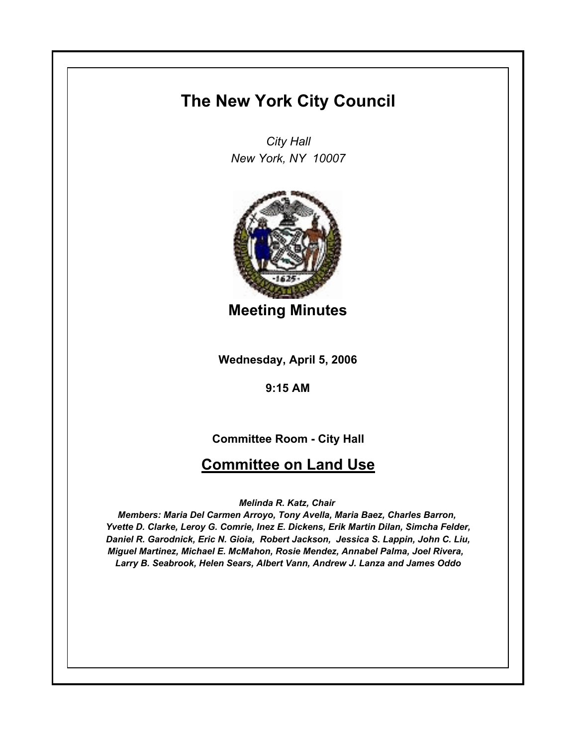# The New York City Council

*City Hall*
*New York, NY 10007*

## Meeting Minutes

**Wednesday, April 5, 2006**

**9:15 AM**

**Committee Room - City Hall**

## Committee on Land Use

***Melinda R. Katz, Chair***

***Members: Maria Del Carmen Arroyo, Tony Avella, Maria Baez, Charles Barron, Yvette D. Clarke, Leroy G. Comrie, Inez E. Dickens, Erik Martin Dilan, Simcha Felder, Daniel R. Garodnick, Eric N. Gioia, Robert Jackson, Jessica S. Lappin, John C. Liu, Miguel Martinez, Michael E. McMahon, Rosie Mendez, Annabel Palma, Joel Rivera, Larry B. Seabrook, Helen Sears, Albert Vann, Andrew J. Lanza and James Oddo***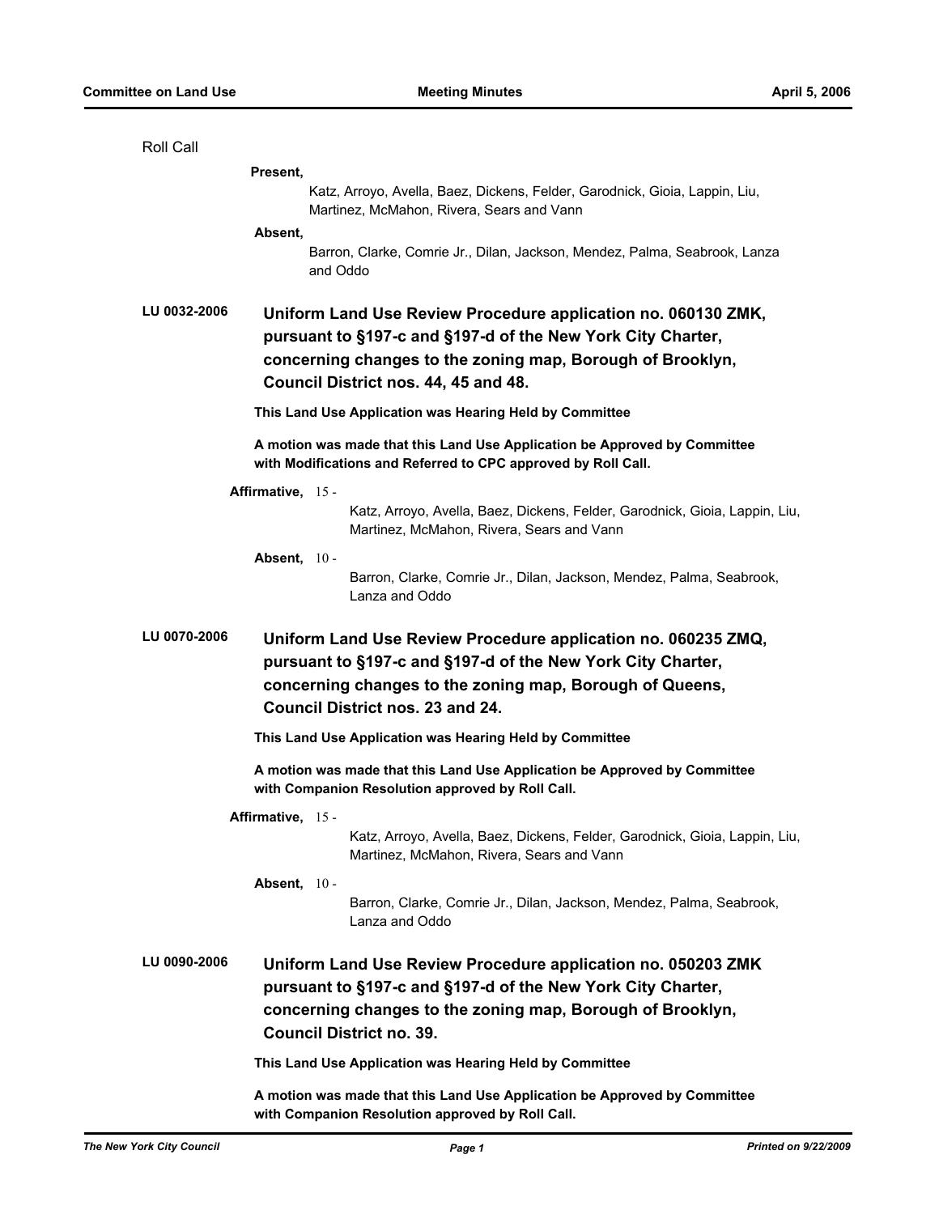Roll Call

**Present,**

Katz, Arroyo, Avella, Baez, Dickens, Felder, Garodnick, Gioia, Lappin, Liu, Martinez, McMahon, Rivera, Sears and Vann

**Absent,**

Barron, Clarke, Comrie Jr., Dilan, Jackson, Mendez, Palma, Seabrook, Lanza and Oddo

## LU 0032-2006 Uniform Land Use Review Procedure application no. 060130 ZMK, pursuant to §197-c and §197-d of the New York City Charter, concerning changes to the zoning map, Borough of Brooklyn, Council District nos. 44, 45 and 48.

**This Land Use Application was Hearing Held by Committee**

**A motion was made that this Land Use Application be Approved by Committee with Modifications and Referred to CPC approved by Roll Call.**

**Affirmative,** 15 -

Katz, Arroyo, Avella, Baez, Dickens, Felder, Garodnick, Gioia, Lappin, Liu, Martinez, McMahon, Rivera, Sears and Vann

**Absent,** 10 -

Barron, Clarke, Comrie Jr., Dilan, Jackson, Mendez, Palma, Seabrook, Lanza and Oddo

## LU 0070-2006 Uniform Land Use Review Procedure application no. 060235 ZMQ, pursuant to §197-c and §197-d of the New York City Charter, concerning changes to the zoning map, Borough of Queens, Council District nos. 23 and 24.

**This Land Use Application was Hearing Held by Committee**

**A motion was made that this Land Use Application be Approved by Committee with Companion Resolution approved by Roll Call.**

**Affirmative,** 15 -

Katz, Arroyo, Avella, Baez, Dickens, Felder, Garodnick, Gioia, Lappin, Liu, Martinez, McMahon, Rivera, Sears and Vann

**Absent,** 10 -

Barron, Clarke, Comrie Jr., Dilan, Jackson, Mendez, Palma, Seabrook, Lanza and Oddo

## LU 0090-2006 Uniform Land Use Review Procedure application no. 050203 ZMK pursuant to §197-c and §197-d of the New York City Charter, concerning changes to the zoning map, Borough of Brooklyn, Council District no. 39.

**This Land Use Application was Hearing Held by Committee**

**A motion was made that this Land Use Application be Approved by Committee with Companion Resolution approved by Roll Call.**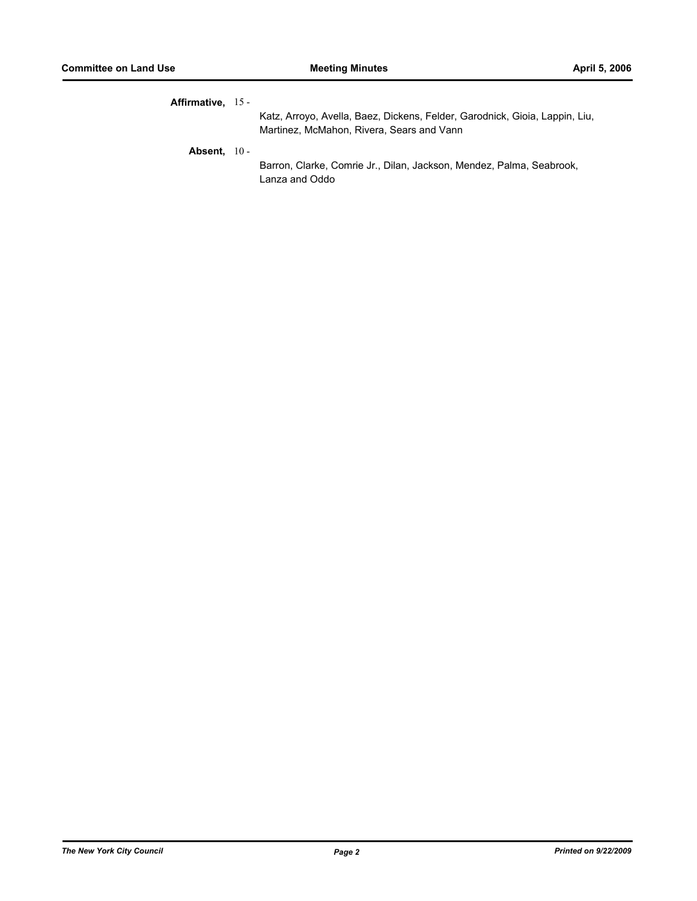**Affirmative,** 15 - Katz, Arroyo, Avella, Baez, Dickens, Felder, Garodnick, Gioia, Lappin, Liu, Martinez, McMahon, Rivera, Sears and Vann

**Absent,** 10 - Barron, Clarke, Comrie Jr., Dilan, Jackson, Mendez, Palma, Seabrook, Lanza and Oddo